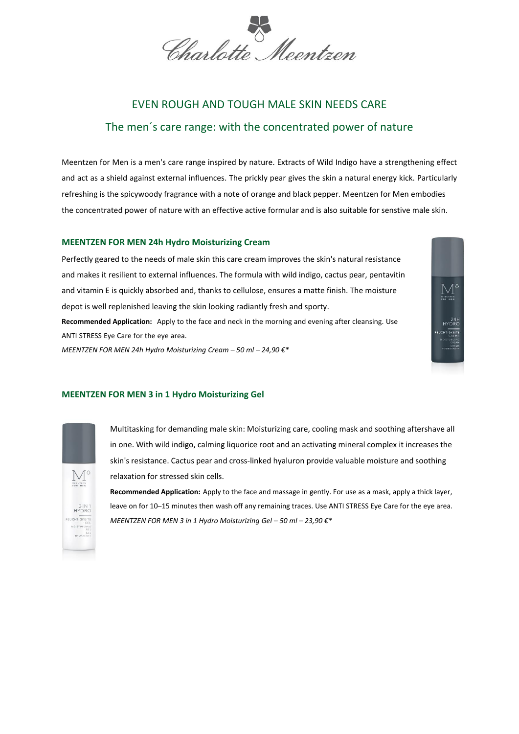# EVEN ROUGH AND TOUGH MALE SKIN NEEDS CARE

## The men´s care range: with the concentrated power of nature

Meentzen for Men is a men's care range inspired by nature. Extracts of Wild Indigo have a strengthening effect and act as a shield against external influences. The prickly pear gives the skin a natural energy kick. Particularly refreshing is the spicywoody fragrance with a note of orange and black pepper. Meentzen for Men embodies the concentrated power of nature with an effective active formular and is also suitable for senstive male skin.

### MEENTZEN FOR MEN 24h Hydro Moisturizing Cream

Perfectly geared to the needs of male skin this care cream improves the skin's natural resistance and makes it resilient to external influences. The formula with wild indigo, cactus pear, pentavitin and vitamin E is quickly absorbed and, thanks to cellulose, ensures a matte finish. The moisture depot is well replenished leaving the skin looking radiantly fresh and sporty.

**Recommended Application:** Apply to the face and neck in the morning and evening after cleansing. Use ANTI STRESS Eye Care for the eye area.

*MEENTZEN FOR MEN 24h Hydro Moisturizing Cream – 50 ml – 24,90 €**

### MEENTZEN FOR MEN 3 in 1 Hydro Moisturizing Gel

Multitasking for demanding male skin: Moisturizing care, cooling mask and soothing aftershave all in one. With wild indigo, calming liquorice root and an activating mineral complex it increases the skin's resistance. Cactus pear and cross-linked hyaluron provide valuable moisture and soothing relaxation for stressed skin cells.

**Recommended Application:** Apply to the face and massage in gently. For use as a mask, apply a thick layer, leave on for 10–15 minutes then wash off any remaining traces. Use ANTI STRESS Eye Care for the eye area.

*MEENTZEN FOR MEN 3 in 1 Hydro Moisturizing Gel – 50 ml – 23,90 €**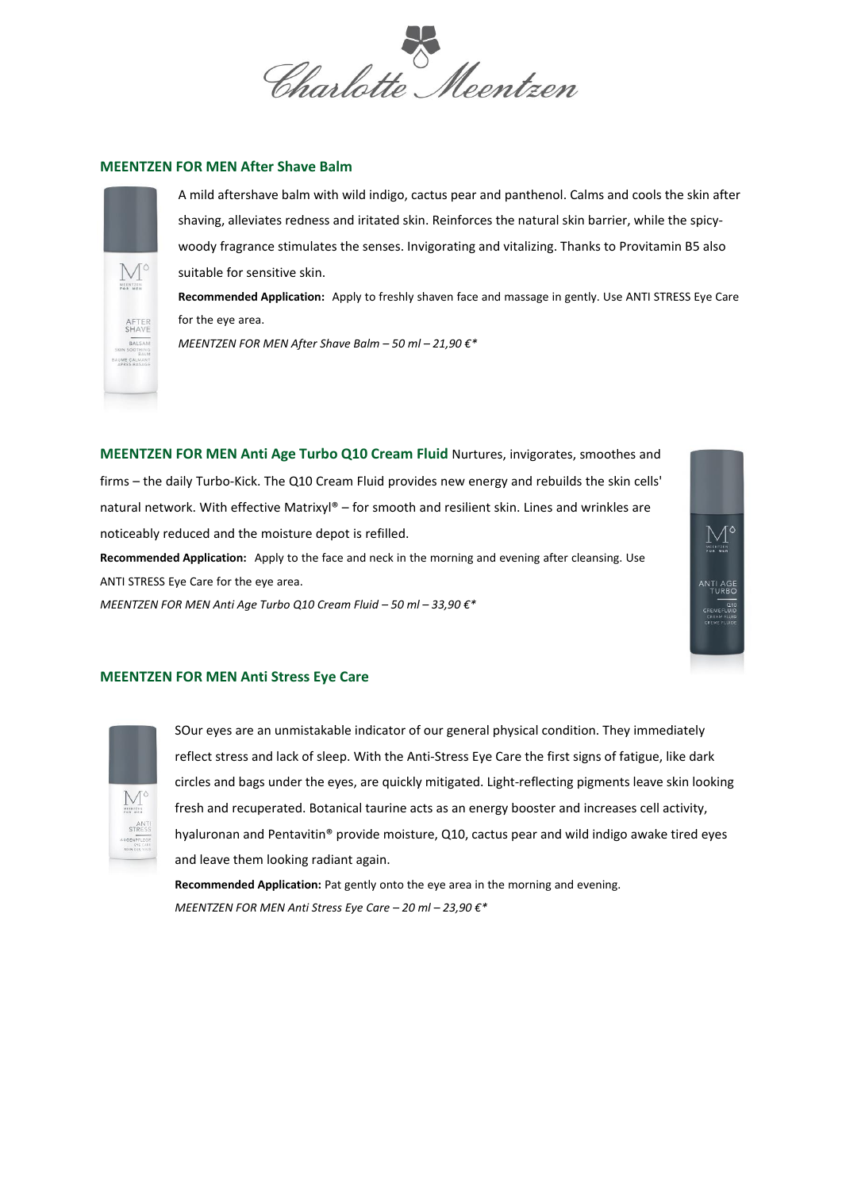## MEENTZEN FOR MEN After Shave Balm

A mild aftershave balm with wild indigo, cactus pear and panthenol. Calms and cools the skin after shaving, alleviates redness and irritated skin. Reinforces the natural skin barrier, while the spicy-woody fragrance stimulates the senses. Invigorating and vitalizing. Thanks to Provitamin B5 also suitable for sensitive skin.

**Recommended Application:** Apply to freshly shaven face and massage in gently. Use ANTI STRESS Eye Care for the eye area.

*MEENTZEN FOR MEN After Shave Balm – 50 ml – 21,90 €**

## MEENTZEN FOR MEN Anti Age Turbo Q10 Cream Fluid

Nurtures, invigorates, smoothes and firms – the daily Turbo-Kick. The Q10 Cream Fluid provides new energy and rebuilds the skin cells' natural network. With effective Matrixyl® – for smooth and resilient skin. Lines and wrinkles are noticeably reduced and the moisture depot is refilled.

**Recommended Application:** Apply to the face and neck in the morning and evening after cleansing. Use ANTI STRESS Eye Care for the eye area.

*MEENTZEN FOR MEN Anti Age Turbo Q10 Cream Fluid – 50 ml – 33,90 €**

## MEENTZEN FOR MEN Anti Stress Eye Care

SOur eyes are an unmistakable indicator of our general physical condition. They immediately reflect stress and lack of sleep. With the Anti-Stress Eye Care the first signs of fatigue, like dark circles and bags under the eyes, are quickly mitigated. Light-reflecting pigments leave skin looking fresh and recuperated. Botanical taurine acts as an energy booster and increases cell activity, hyaluronan and Pentavitin® provide moisture, Q10, cactus pear and wild indigo awake tired eyes and leave them looking radiant again.

**Recommended Application:** Pat gently onto the eye area in the morning and evening.

*MEENTZEN FOR MEN Anti Stress Eye Care – 20 ml – 23,90 €**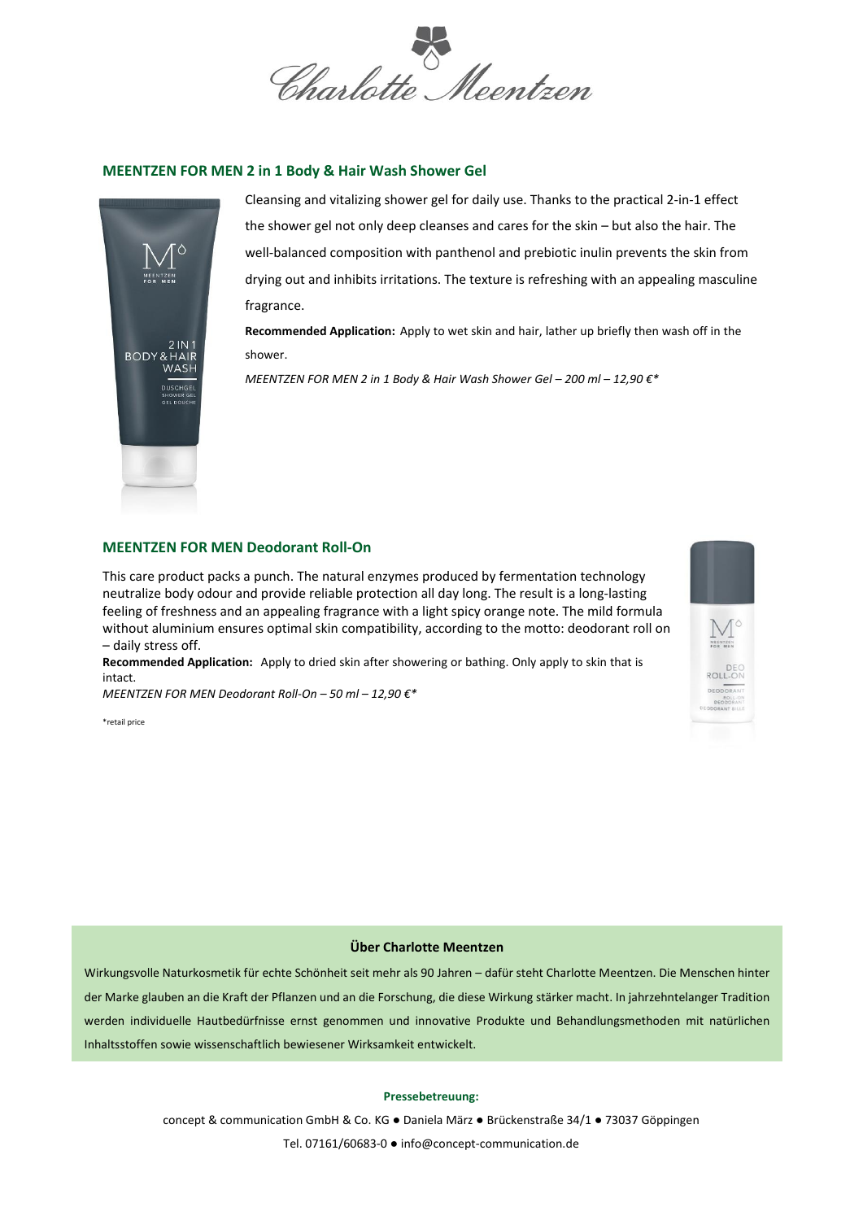## MEENTZEN FOR MEN 2 in 1 Body & Hair Wash Shower Gel

Cleansing and vitalizing shower gel for daily use. Thanks to the practical 2-in-1 effect the shower gel not only deep cleanses and cares for the skin – but also the hair. The well-balanced composition with panthenol and prebiotic inulin prevents the skin from drying out and inhibits irritations. The texture is refreshing with an appealing masculine fragrance.

**Recommended Application:** Apply to wet skin and hair, lather up briefly then wash off in the shower.

*MEENTZEN FOR MEN 2 in 1 Body & Hair Wash Shower Gel – 200 ml – 12,90 €**

## MEENTZEN FOR MEN Deodorant Roll-On

This care product packs a punch. The natural enzymes produced by fermentation technology neutralize body odour and provide reliable protection all day long. The result is a long-lasting feeling of freshness and an appealing fragrance with a light spicy orange note. The mild formula without aluminium ensures optimal skin compatibility, according to the motto: deodorant roll on – daily stress off.

**Recommended Application:** Apply to dried skin after showering or bathing. Only apply to skin that is intact.

*MEENTZEN FOR MEN Deodorant Roll-On – 50 ml – 12,90 €**

*retail price

**Über Charlotte Meentzen**

Wirkungsvolle Naturkosmetik für echte Schönheit seit mehr als 90 Jahren – dafür steht Charlotte Meentzen. Die Menschen hinter der Marke glauben an die Kraft der Pflanzen und an die Forschung, die diese Wirkung stärker macht. In jahrzehntelanger Tradition werden individuelle Hautbedürfnisse ernst genommen und innovative Produkte und Behandlungsmethoden mit natürlichen Inhaltsstoffen sowie wissenschaftlich bewiesener Wirksamkeit entwickelt.

**Pressebetreuung:**

concept & communication GmbH & Co. KG ● Daniela März ● Brückenstraße 34/1 ● 73037 Göppingen

Tel. 07161/60683-0 ● info@concept-communication.de